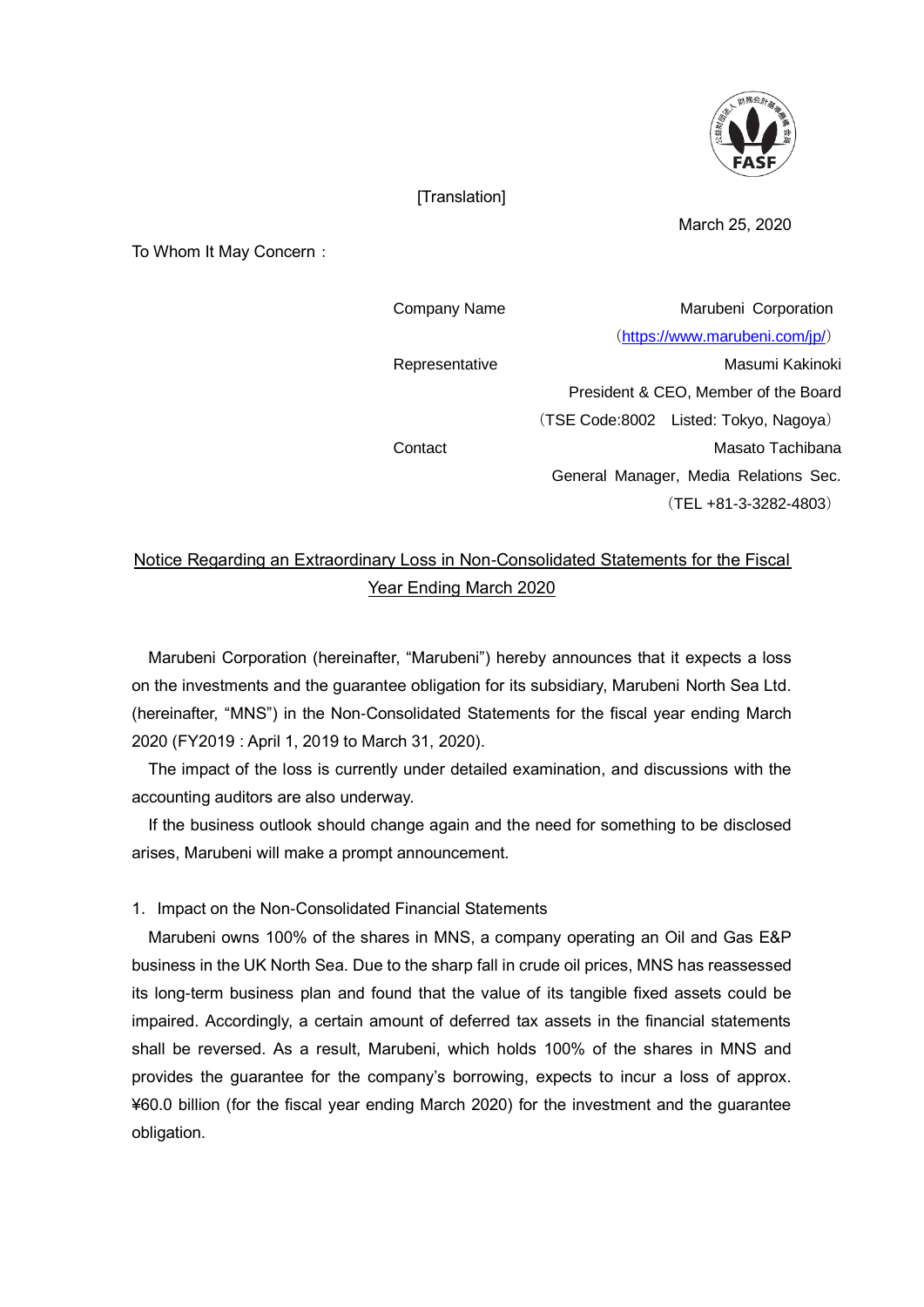[Translation]

March 25, 2020

To Whom It May Concern：

| | |
|---|---|
| Company Name | Marubeni Corporation |
| | （https://www.marubeni.com/jp/） |
| Representative | Masumi Kakinoki |
| | President & CEO, Member of the Board |
| | （TSE Code:8002　Listed: Tokyo, Nagoya） |
| Contact | Masato Tachibana |
| | General Manager, Media Relations Sec. |
| | （TEL +81-3-3282-4803） |

# Notice Regarding an Extraordinary Loss in Non-Consolidated Statements for the Fiscal Year Ending March 2020

Marubeni Corporation (hereinafter, “Marubeni”) hereby announces that it expects a loss on the investments and the guarantee obligation for its subsidiary, Marubeni North Sea Ltd. (hereinafter, “MNS”) in the Non-Consolidated Statements for the fiscal year ending March 2020 (FY2019 : April 1, 2019 to March 31, 2020).

The impact of the loss is currently under detailed examination, and discussions with the accounting auditors are also underway.

If the business outlook should change again and the need for something to be disclosed arises, Marubeni will make a prompt announcement.

1. Impact on the Non-Consolidated Financial Statements

Marubeni owns 100% of the shares in MNS, a company operating an Oil and Gas E&P business in the UK North Sea. Due to the sharp fall in crude oil prices, MNS has reassessed its long-term business plan and found that the value of its tangible fixed assets could be impaired. Accordingly, a certain amount of deferred tax assets in the financial statements shall be reversed. As a result, Marubeni, which holds 100% of the shares in MNS and provides the guarantee for the company’s borrowing, expects to incur a loss of approx. ¥60.0 billion (for the fiscal year ending March 2020) for the investment and the guarantee obligation.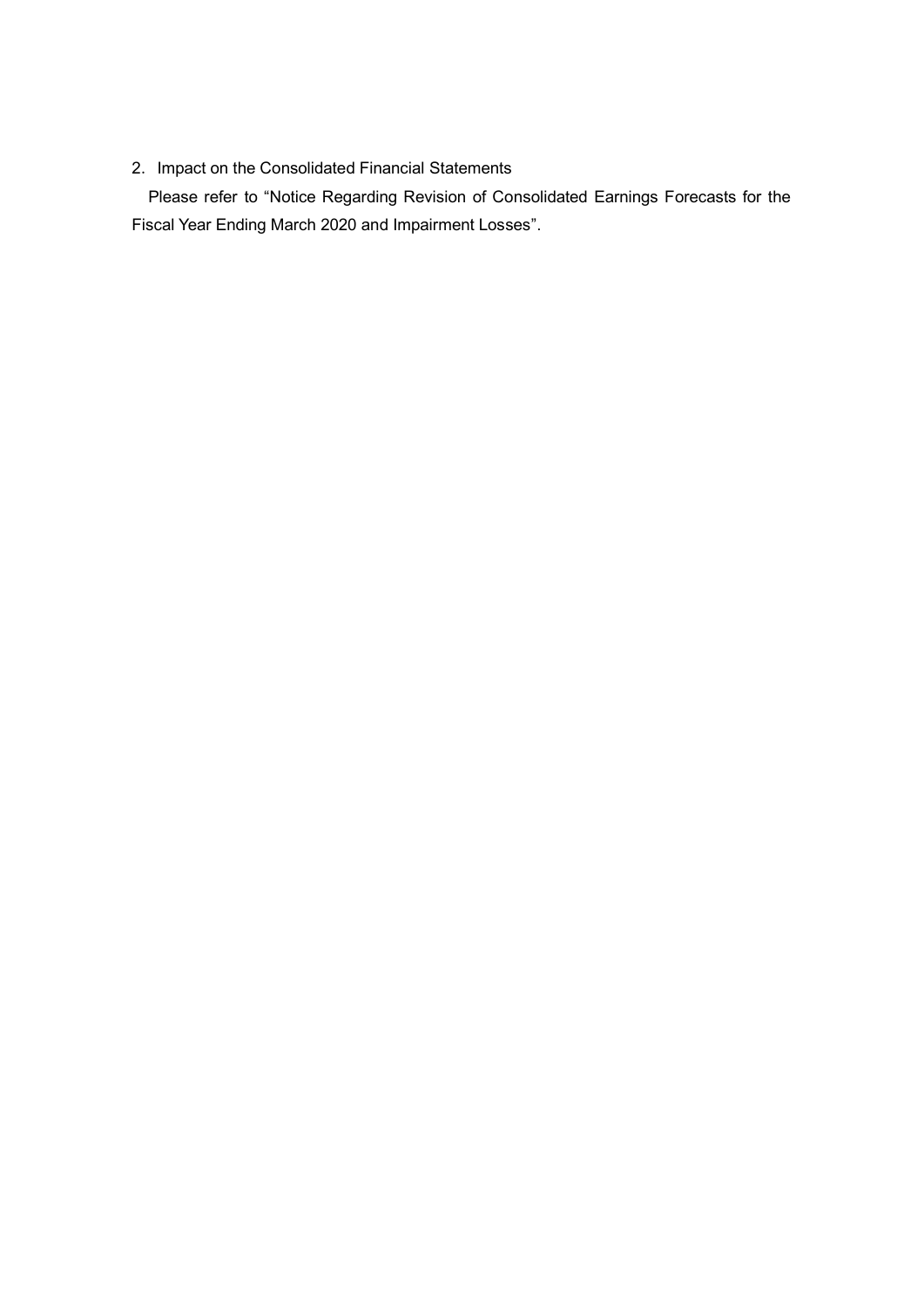2. Impact on the Consolidated Financial Statements

Please refer to "Notice Regarding Revision of Consolidated Earnings Forecasts for the Fiscal Year Ending March 2020 and Impairment Losses".